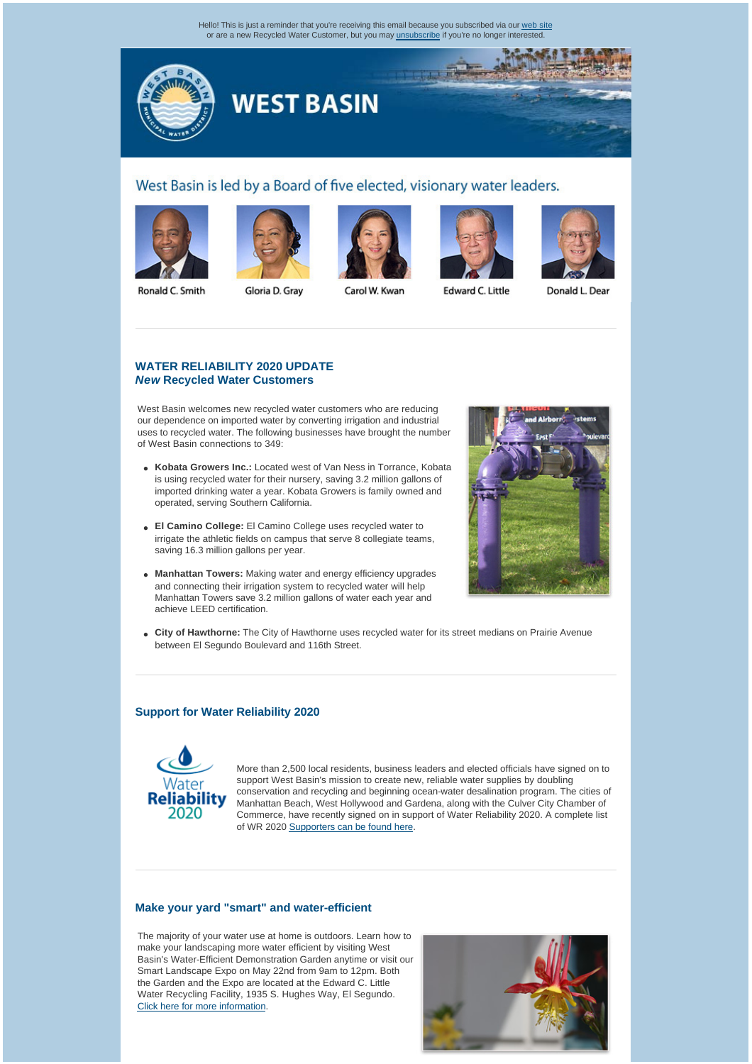Hello! This is just a reminder that you're receiving this email because you subscribed via our web site or are a new Recycled Water Customer, but you may unsubscribe if you're no longer interested.

# WEST BASIN

## West Basin is led by a Board of five elected, visionary water leaders.

Ronald C. Smith | Gloria D. Gray | Carol W. Kwan | Edward C. Little | Donald L. Dear

---

## WATER RELIABILITY 2020 UPDATE
### *New* Recycled Water Customers

West Basin welcomes new recycled water customers who are reducing our dependence on imported water by converting irrigation and industrial uses to recycled water. The following businesses have brought the number of West Basin connections to 349:

- **Kobata Growers Inc.:** Located west of Van Ness in Torrance, Kobata is using recycled water for their nursery, saving 3.2 million gallons of imported drinking water a year. Kobata Growers is family owned and operated, serving Southern California.
- **El Camino College:** El Camino College uses recycled water to irrigate the athletic fields on campus that serve 8 collegiate teams, saving 16.3 million gallons per year.
- **Manhattan Towers:** Making water and energy efficiency upgrades and connecting their irrigation system to recycled water will help Manhattan Towers save 3.2 million gallons of water each year and achieve LEED certification.
- **City of Hawthorne:** The City of Hawthorne uses recycled water for its street medians on Prairie Avenue between El Segundo Boulevard and 116th Street.

---

## Support for Water Reliability 2020

More than 2,500 local residents, business leaders and elected officials have signed on to support West Basin's mission to create new, reliable water supplies by doubling conservation and recycling and beginning ocean-water desalination program. The cities of Manhattan Beach, West Hollywood and Gardena, along with the Culver City Chamber of Commerce, have recently signed on in support of Water Reliability 2020. A complete list of WR 2020 Supporters can be found here.

---

## Make your yard "smart" and water-efficient

The majority of your water use at home is outdoors. Learn how to make your landscaping more water efficient by visiting West Basin's Water-Efficient Demonstration Garden anytime or visit our Smart Landscape Expo on May 22nd from 9am to 12pm. Both the Garden and the Expo are located at the Edward C. Little Water Recycling Facility, 1935 S. Hughes Way, El Segundo. Click here for more information.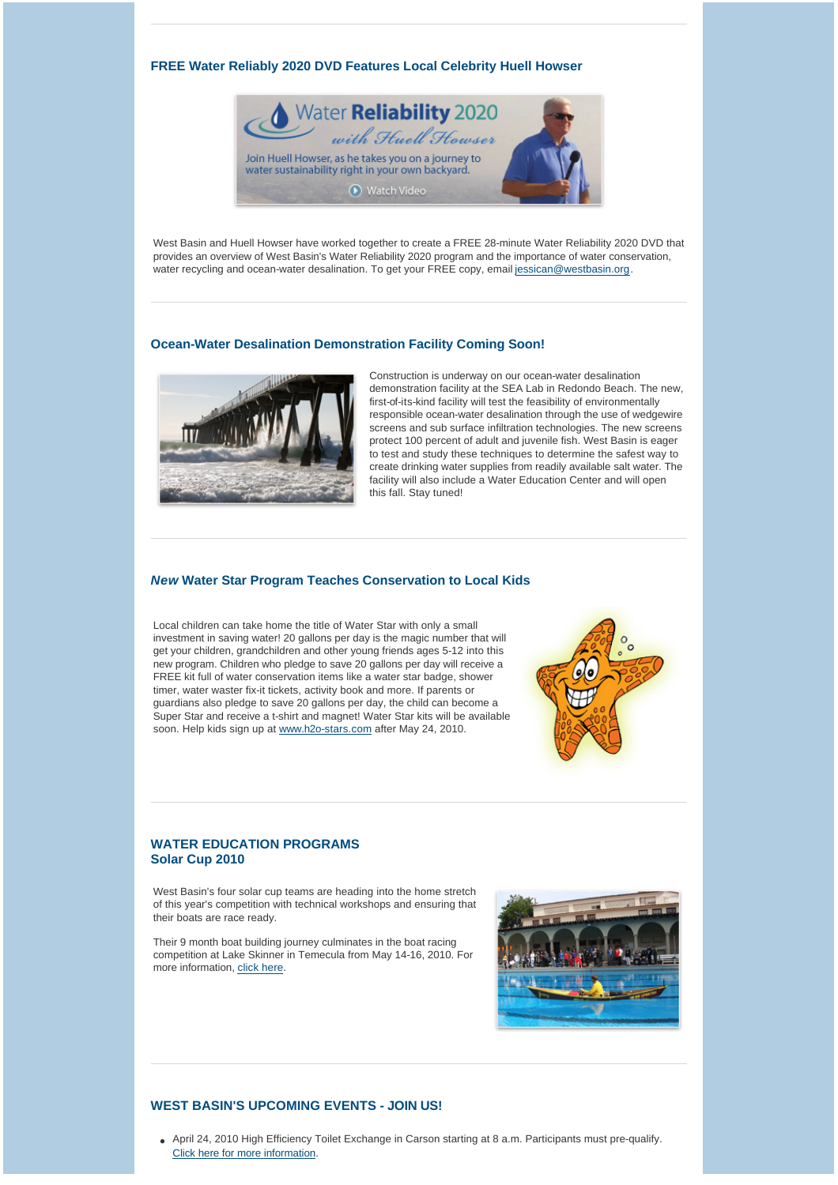## FREE Water Reliably 2020 DVD Features Local Celebrity Huell Howser

West Basin and Huell Howser have worked together to create a FREE 28-minute Water Reliability 2020 DVD that provides an overview of West Basin's Water Reliability 2020 program and the importance of water conservation, water recycling and ocean-water desalination. To get your FREE copy, email jessican@westbasin.org.

## Ocean-Water Desalination Demonstration Facility Coming Soon!

Construction is underway on our ocean-water desalination demonstration facility at the SEA Lab in Redondo Beach. The new, first-of-its-kind facility will test the feasibility of environmentally responsible ocean-water desalination through the use of wedgewire screens and sub surface infiltration technologies. The new screens protect 100 percent of adult and juvenile fish. West Basin is eager to test and study these techniques to determine the safest way to create drinking water supplies from readily available salt water. The facility will also include a Water Education Center and will open this fall. Stay tuned!

## *New* Water Star Program Teaches Conservation to Local Kids

Local children can take home the title of Water Star with only a small investment in saving water! 20 gallons per day is the magic number that will get your children, grandchildren and other young friends ages 5-12 into this new program. Children who pledge to save 20 gallons per day will receive a FREE kit full of water conservation items like a water star badge, shower timer, water waster fix-it tickets, activity book and more. If parents or guardians also pledge to save 20 gallons per day, the child can become a Super Star and receive a t-shirt and magnet! Water Star kits will be available soon. Help kids sign up at www.h2o-stars.com after May 24, 2010.

## WATER EDUCATION PROGRAMS
## Solar Cup 2010

West Basin's four solar cup teams are heading into the home stretch of this year's competition with technical workshops and ensuring that their boats are race ready.

Their 9 month boat building journey culminates in the boat racing competition at Lake Skinner in Temecula from May 14-16, 2010. For more information, click here.

## WEST BASIN'S UPCOMING EVENTS - JOIN US!

- April 24, 2010 High Efficiency Toilet Exchange in Carson starting at 8 a.m. Participants must pre-qualify. Click here for more information.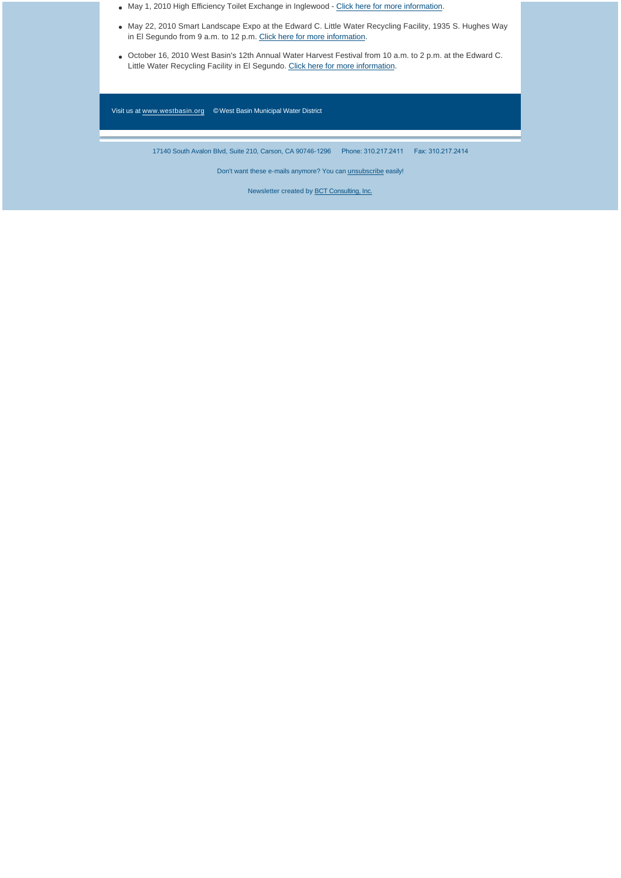- May 1, 2010 High Efficiency Toilet Exchange in Inglewood - Click here for more information.
- May 22, 2010 Smart Landscape Expo at the Edward C. Little Water Recycling Facility, 1935 S. Hughes Way in El Segundo from 9 a.m. to 12 p.m. Click here for more information.
- October 16, 2010 West Basin's 12th Annual Water Harvest Festival from 10 a.m. to 2 p.m. at the Edward C. Little Water Recycling Facility in El Segundo. Click here for more information.

Visit us at www.westbasin.org ©West Basin Municipal Water District

17140 South Avalon Blvd, Suite 210, Carson, CA 90746-1296 Phone: 310.217.2411 Fax: 310.217.2414

Don't want these e-mails anymore? You can unsubscribe easily!

Newsletter created by BCT Consulting, Inc.